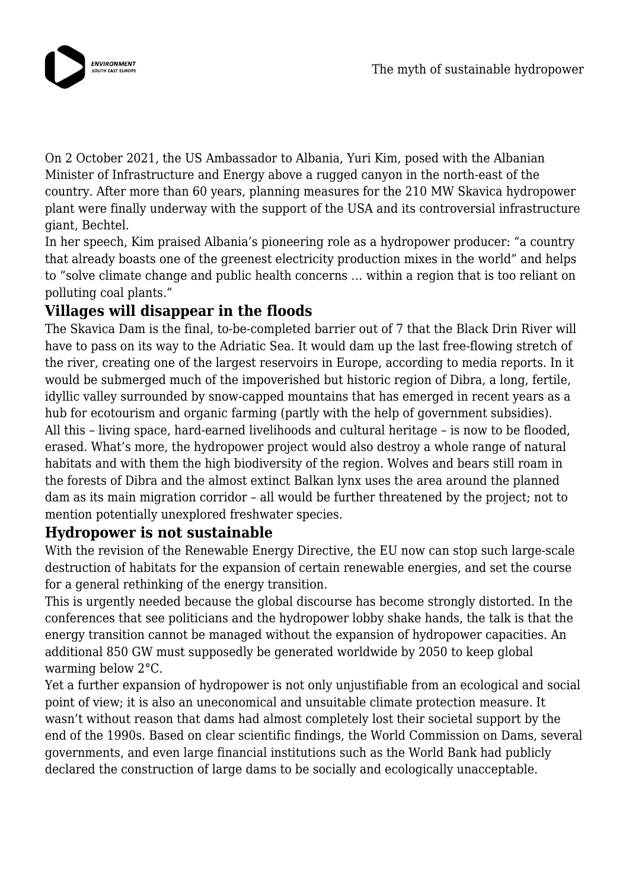On 2 October 2021, the US Ambassador to Albania, Yuri Kim, posed with the Albanian Minister of Infrastructure and Energy above a rugged canyon in the north-east of the country. After more than 60 years, planning measures for the 210 MW Skavica hydropower plant were finally underway with the support of the USA and its controversial infrastructure giant, Bechtel.

In her speech, Kim praised Albania's pioneering role as a hydropower producer: "a country that already boasts one of the greenest electricity production mixes in the world" and helps to "solve climate change and public health concerns … within a region that is too reliant on polluting coal plants."

## Villages will disappear in the floods

The Skavica Dam is the final, to-be-completed barrier out of 7 that the Black Drin River will have to pass on its way to the Adriatic Sea. It would dam up the last free-flowing stretch of the river, creating one of the largest reservoirs in Europe, according to media reports. In it would be submerged much of the impoverished but historic region of Dibra, a long, fertile, idyllic valley surrounded by snow-capped mountains that has emerged in recent years as a hub for ecotourism and organic farming (partly with the help of government subsidies).

All this – living space, hard-earned livelihoods and cultural heritage – is now to be flooded, erased. What's more, the hydropower project would also destroy a whole range of natural habitats and with them the high biodiversity of the region. Wolves and bears still roam in the forests of Dibra and the almost extinct Balkan lynx uses the area around the planned dam as its main migration corridor – all would be further threatened by the project; not to mention potentially unexplored freshwater species.

## Hydropower is not sustainable

With the revision of the Renewable Energy Directive, the EU now can stop such large-scale destruction of habitats for the expansion of certain renewable energies, and set the course for a general rethinking of the energy transition.

This is urgently needed because the global discourse has become strongly distorted. In the conferences that see politicians and the hydropower lobby shake hands, the talk is that the energy transition cannot be managed without the expansion of hydropower capacities. An additional 850 GW must supposedly be generated worldwide by 2050 to keep global warming below 2°C.

Yet a further expansion of hydropower is not only unjustifiable from an ecological and social point of view; it is also an uneconomical and unsuitable climate protection measure. It wasn't without reason that dams had almost completely lost their societal support by the end of the 1990s. Based on clear scientific findings, the World Commission on Dams, several governments, and even large financial institutions such as the World Bank had publicly declared the construction of large dams to be socially and ecologically unacceptable.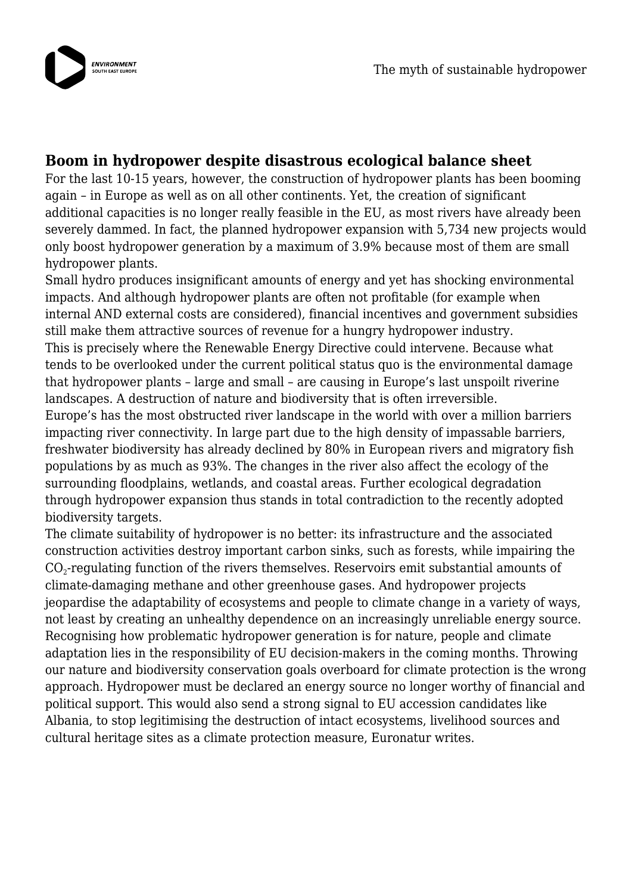## Boom in hydropower despite disastrous ecological balance sheet

For the last 10-15 years, however, the construction of hydropower plants has been booming again – in Europe as well as on all other continents. Yet, the creation of significant additional capacities is no longer really feasible in the EU, as most rivers have already been severely dammed. In fact, the planned hydropower expansion with 5,734 new projects would only boost hydropower generation by a maximum of 3.9% because most of them are small hydropower plants.

Small hydro produces insignificant amounts of energy and yet has shocking environmental impacts. And although hydropower plants are often not profitable (for example when internal AND external costs are considered), financial incentives and government subsidies still make them attractive sources of revenue for a hungry hydropower industry.

This is precisely where the Renewable Energy Directive could intervene. Because what tends to be overlooked under the current political status quo is the environmental damage that hydropower plants – large and small – are causing in Europe's last unspoilt riverine landscapes. A destruction of nature and biodiversity that is often irreversible.

Europe's has the most obstructed river landscape in the world with over a million barriers impacting river connectivity. In large part due to the high density of impassable barriers, freshwater biodiversity has already declined by 80% in European rivers and migratory fish populations by as much as 93%. The changes in the river also affect the ecology of the surrounding floodplains, wetlands, and coastal areas. Further ecological degradation through hydropower expansion thus stands in total contradiction to the recently adopted biodiversity targets.

The climate suitability of hydropower is no better: its infrastructure and the associated construction activities destroy important carbon sinks, such as forests, while impairing the $CO_2$-regulating function of the rivers themselves. Reservoirs emit substantial amounts of climate-damaging methane and other greenhouse gases. And hydropower projects jeopardise the adaptability of ecosystems and people to climate change in a variety of ways, not least by creating an unhealthy dependence on an increasingly unreliable energy source.

Recognising how problematic hydropower generation is for nature, people and climate adaptation lies in the responsibility of EU decision-makers in the coming months. Throwing our nature and biodiversity conservation goals overboard for climate protection is the wrong approach. Hydropower must be declared an energy source no longer worthy of financial and political support. This would also send a strong signal to EU accession candidates like Albania, to stop legitimising the destruction of intact ecosystems, livelihood sources and cultural heritage sites as a climate protection measure, Euronatur writes.